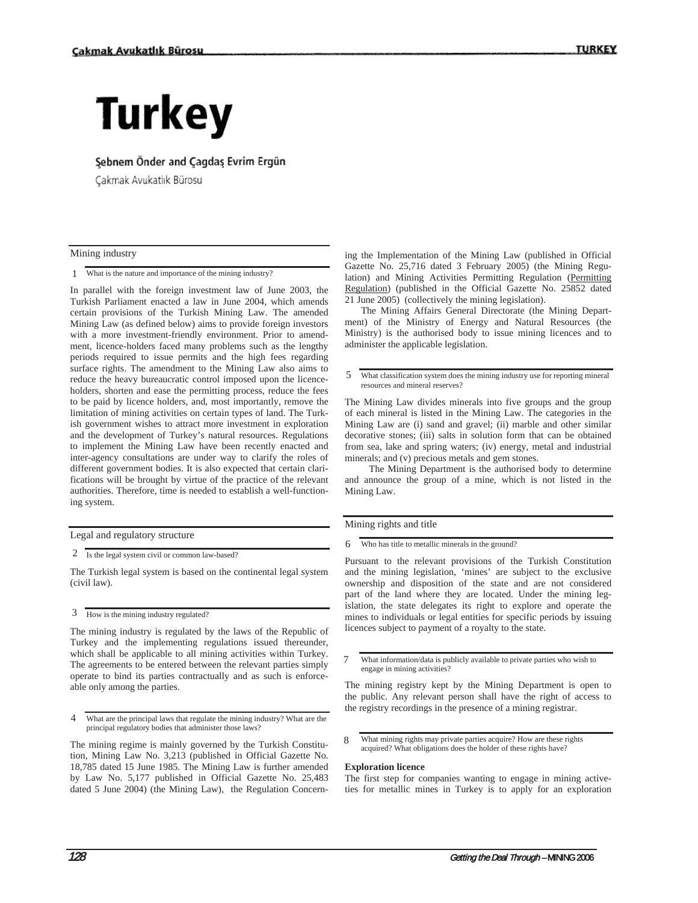# Turkey

**Şebnem Önder and Çagdaş Evrim Ergün**

Çakmak Avukatlık Bürosu

## Mining industry

**1 What is the nature and importance of the mining industry?**

In parallel with the foreign investment law of June 2003, the Turkish Parliament enacted a law in June 2004, which amends certain provisions of the Turkish Mining Law. The amended Mining Law (as defined below) aims to provide foreign investors with a more investment-friendly environment. Prior to amendment, licence-holders faced many problems such as the lengthy periods required to issue permits and the high fees regarding surface rights. The amendment to the Mining Law also aims to reduce the heavy bureaucratic control imposed upon the licence-holders, shorten and ease the permitting process, reduce the fees to be paid by licence holders, and, most importantly, remove the limitation of mining activities on certain types of land. The Turkish government wishes to attract more investment in exploration and the development of Turkey's natural resources. Regulations to implement the Mining Law have been recently enacted and inter-agency consultations are under way to clarify the roles of different government bodies. It is also expected that certain clarifications will be brought by virtue of the practice of the relevant authorities. Therefore, time is needed to establish a well-functioning system.

## Legal and regulatory structure

**2 Is the legal system civil or common law-based?**

The Turkish legal system is based on the continental legal system (civil law).

**3 How is the mining industry regulated?**

The mining industry is regulated by the laws of the Republic of Turkey and the implementing regulations issued thereunder, which shall be applicable to all mining activities within Turkey. The agreements to be entered between the relevant parties simply operate to bind its parties contractually and as such is enforceable only among the parties.

**4 What are the principal laws that regulate the mining industry? What are the principal regulatory bodies that administer those laws?**

The mining regime is mainly governed by the Turkish Constitution, Mining Law No. 3,213 (published in Official Gazette No. 18,785 dated 15 June 1985. The Mining Law is further amended by Law No. 5,177 published in Official Gazette No. 25,483 dated 5 June 2004) (the Mining Law), the Regulation Concerning the Implementation of the Mining Law (published in Official Gazette No. 25,716 dated 3 February 2005) (the Mining Regulation) and Mining Activities Permitting Regulation (Permitting Regulation) (published in the Official Gazette No. 25852 dated 21 June 2005) (collectively the mining legislation).

The Mining Affairs General Directorate (the Mining Department) of the Ministry of Energy and Natural Resources (the Ministry) is the authorised body to issue mining licences and to administer the applicable legislation.

**5 What classification system does the mining industry use for reporting mineral resources and mineral reserves?**

The Mining Law divides minerals into five groups and the group of each mineral is listed in the Mining Law. The categories in the Mining Law are (i) sand and gravel; (ii) marble and other similar decorative stones; (iii) salts in solution form that can be obtained from sea, lake and spring waters; (iv) energy, metal and industrial minerals; and (v) precious metals and gem stones.

The Mining Department is the authorised body to determine and announce the group of a mine, which is not listed in the Mining Law.

## Mining rights and title

**6 Who has title to metallic minerals in the ground?**

Pursuant to the relevant provisions of the Turkish Constitution and the mining legislation, 'mines' are subject to the exclusive ownership and disposition of the state and are not considered part of the land where they are located. Under the mining legislation, the state delegates its right to explore and operate the mines to individuals or legal entities for specific periods by issuing licences subject to payment of a royalty to the state.

**7 What information/data is publicly available to private parties who wish to engage in mining activities?**

The mining registry kept by the Mining Department is open to the public. Any relevant person shall have the right of access to the registry recordings in the presence of a mining registrar.

**8 What mining rights may private parties acquire? How are these rights acquired? What obligations does the holder of these rights have?**

**Exploration licence**

The first step for companies wanting to engage in mining activeties for metallic mines in Turkey is to apply for an exploration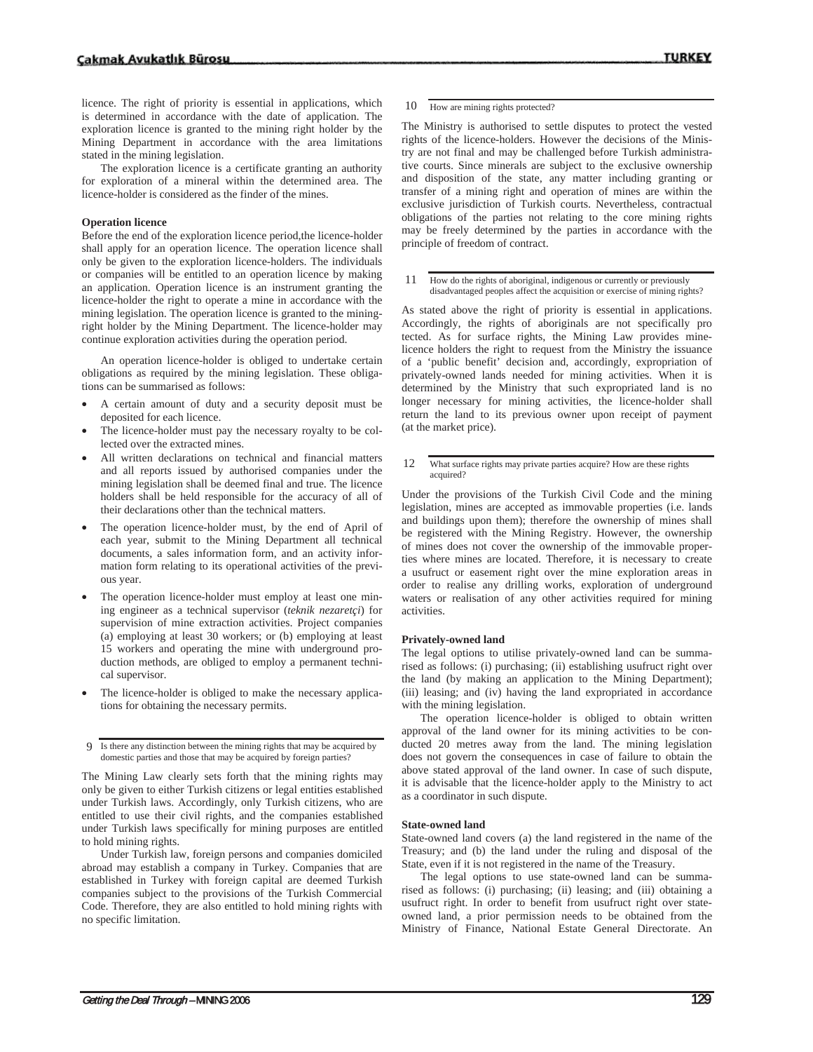licence. The right of priority is essential in applications, which is determined in accordance with the date of application. The exploration licence is granted to the mining right holder by the Mining Department in accordance with the area limitations stated in the mining legislation.

The exploration licence is a certificate granting an authority for exploration of a mineral within the determined area. The licence-holder is considered as the finder of the mines.

**Operation licence**

Before the end of the exploration licence period,the licence-holder shall apply for an operation licence. The operation licence shall only be given to the exploration licence-holders. The individuals or companies will be entitled to an operation licence by making an application. Operation licence is an instrument granting the licence-holder the right to operate a mine in accordance with the mining legislation. The operation licence is granted to the mining-right holder by the Mining Department. The licence-holder may continue exploration activities during the operation period.

An operation licence-holder is obliged to undertake certain obligations as required by the mining legislation. These obligations can be summarised as follows:

- A certain amount of duty and a security deposit must be deposited for each licence.
- The licence-holder must pay the necessary royalty to be collected over the extracted mines.
- All written declarations on technical and financial matters and all reports issued by authorised companies under the mining legislation shall be deemed final and true. The licence holders shall be held responsible for the accuracy of all of their declarations other than the technical matters.
- The operation licence-holder must, by the end of April of each year, submit to the Mining Department all technical documents, a sales information form, and an activity information form relating to its operational activities of the previous year.
- The operation licence-holder must employ at least one mining engineer as a technical supervisor (*teknik nezaretçi*) for supervision of mine extraction activities. Project companies (a) employing at least 30 workers; or (b) employing at least 15 workers and operating the mine with underground production methods, are obliged to employ a permanent technical supervisor.
- The licence-holder is obliged to make the necessary applications for obtaining the necessary permits.

### 9 Is there any distinction between the mining rights that may be acquired by domestic parties and those that may be acquired by foreign parties?

The Mining Law clearly sets forth that the mining rights may only be given to either Turkish citizens or legal entities established under Turkish laws. Accordingly, only Turkish citizens, who are entitled to use their civil rights, and the companies established under Turkish laws specifically for mining purposes are entitled to hold mining rights.

Under Turkish law, foreign persons and companies domiciled abroad may establish a company in Turkey. Companies that are established in Turkey with foreign capital are deemed Turkish companies subject to the provisions of the Turkish Commercial Code. Therefore, they are also entitled to hold mining rights with no specific limitation.

### 10 How are mining rights protected?

The Ministry is authorised to settle disputes to protect the vested rights of the licence-holders. However the decisions of the Ministry are not final and may be challenged before Turkish administrative courts. Since minerals are subject to the exclusive ownership and disposition of the state, any matter including granting or transfer of a mining right and operation of mines are within the exclusive jurisdiction of Turkish courts. Nevertheless, contractual obligations of the parties not relating to the core mining rights may be freely determined by the parties in accordance with the principle of freedom of contract.

### 11 How do the rights of aboriginal, indigenous or currently or previously disadvantaged peoples affect the acquisition or exercise of mining rights?

As stated above the right of priority is essential in applications. Accordingly, the rights of aboriginals are not specifically protected. As for surface rights, the Mining Law provides mine-licence holders the right to request from the Ministry the issuance of a 'public benefit' decision and, accordingly, expropriation of privately-owned lands needed for mining activities. When it is determined by the Ministry that such expropriated land is no longer necessary for mining activities, the licence-holder shall return the land to its previous owner upon receipt of payment (at the market price).

### 12 What surface rights may private parties acquire? How are these rights acquired?

Under the provisions of the Turkish Civil Code and the mining legislation, mines are accepted as immovable properties (i.e. lands and buildings upon them); therefore the ownership of mines shall be registered with the Mining Registry. However, the ownership of mines does not cover the ownership of the immovable properties where mines are located. Therefore, it is necessary to create a usufruct or easement right over the mine exploration areas in order to realise any drilling works, exploration of underground waters or realisation of any other activities required for mining activities.

**Privately-owned land**

The legal options to utilise privately-owned land can be summarised as follows: (i) purchasing; (ii) establishing usufruct right over the land (by making an application to the Mining Department); (iii) leasing; and (iv) having the land expropriated in accordance with the mining legislation.

The operation licence-holder is obliged to obtain written approval of the land owner for its mining activities to be conducted 20 metres away from the land. The mining legislation does not govern the consequences in case of failure to obtain the above stated approval of the land owner. In case of such dispute, it is advisable that the licence-holder apply to the Ministry to act as a coordinator in such dispute.

**State-owned land**

State-owned land covers (a) the land registered in the name of the Treasury; and (b) the land under the ruling and disposal of the State, even if it is not registered in the name of the Treasury.

The legal options to use state-owned land can be summarised as follows: (i) purchasing; (ii) leasing; and (iii) obtaining a usufruct right. In order to benefit from usufruct right over state-owned land, a prior permission needs to be obtained from the Ministry of Finance, National Estate General Directorate. An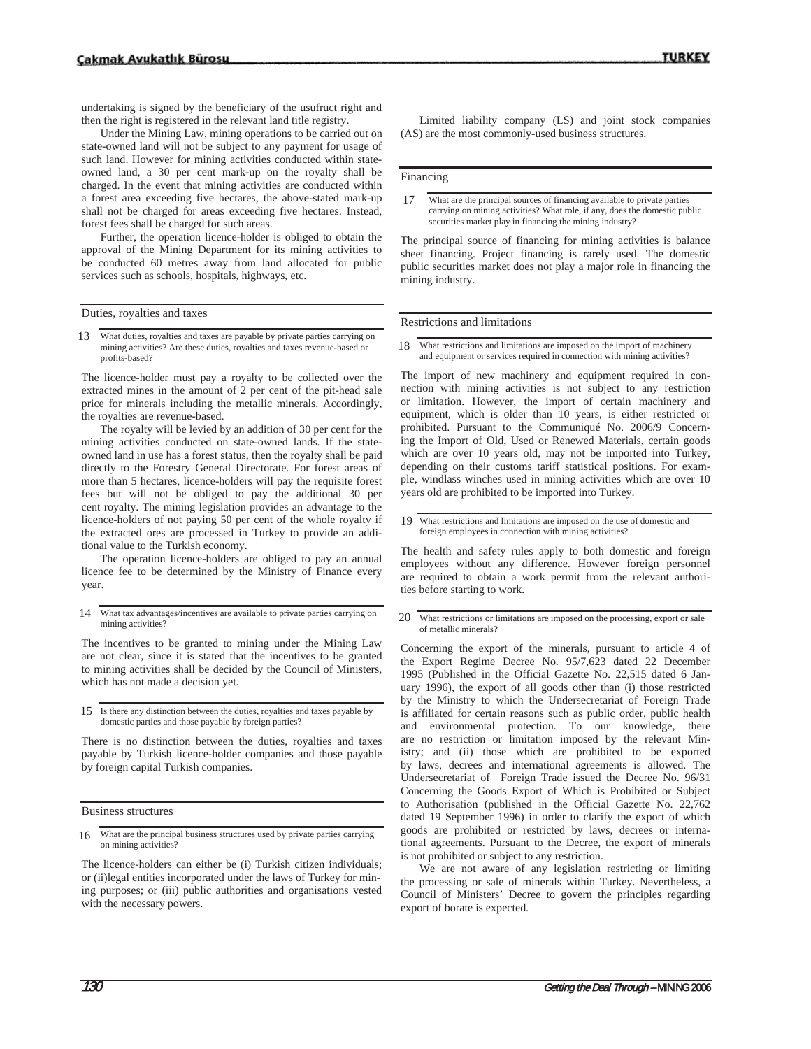undertaking is signed by the beneficiary of the usufruct right and then the right is registered in the relevant land title registry.

Under the Mining Law, mining operations to be carried out on state-owned land will not be subject to any payment for usage of such land. However for mining activities conducted within state-owned land, a 30 per cent mark-up on the royalty shall be charged. In the event that mining activities are conducted within a forest area exceeding five hectares, the above-stated mark-up shall not be charged for areas exceeding five hectares. Instead, forest fees shall be charged for such areas.

Further, the operation licence-holder is obliged to obtain the approval of the Mining Department for its mining activities to be conducted 60 metres away from land allocated for public services such as schools, hospitals, highways, etc.

## Duties, royalties and taxes

**13 What duties, royalties and taxes are payable by private parties carrying on mining activities? Are these duties, royalties and taxes revenue-based or profits-based?**

The licence-holder must pay a royalty to be collected over the extracted mines in the amount of 2 per cent of the pit-head sale price for minerals including the metallic minerals. Accordingly, the royalties are revenue-based.

The royalty will be levied by an addition of 30 per cent for the mining activities conducted on state-owned lands. If the state-owned land in use has a forest status, then the royalty shall be paid directly to the Forestry General Directorate. For forest areas of more than 5 hectares, licence-holders will pay the requisite forest fees but will not be obliged to pay the additional 30 per cent royalty. The mining legislation provides an advantage to the licence-holders of not paying 50 per cent of the whole royalty if the extracted ores are processed in Turkey to provide an additional value to the Turkish economy.

The operation licence-holders are obliged to pay an annual licence fee to be determined by the Ministry of Finance every year.

**14 What tax advantages/incentives are available to private parties carrying on mining activities?**

The incentives to be granted to mining under the Mining Law are not clear, since it is stated that the incentives to be granted to mining activities shall be decided by the Council of Ministers, which has not made a decision yet.

**15 Is there any distinction between the duties, royalties and taxes payable by domestic parties and those payable by foreign parties?**

There is no distinction between the duties, royalties and taxes payable by Turkish licence-holder companies and those payable by foreign capital Turkish companies.

## Business structures

**16 What are the principal business structures used by private parties carrying on mining activities?**

The licence-holders can either be (i) Turkish citizen individuals; or (ii)legal entities incorporated under the laws of Turkey for mining purposes; or (iii) public authorities and organisations vested with the necessary powers.

Limited liability company (LS) and joint stock companies (AS) are the most commonly-used business structures.

## Financing

**17 What are the principal sources of financing available to private parties carrying on mining activities? What role, if any, does the domestic public securities market play in financing the mining industry?**

The principal source of financing for mining activities is balance sheet financing. Project financing is rarely used. The domestic public securities market does not play a major role in financing the mining industry.

## Restrictions and limitations

**18 What restrictions and limitations are imposed on the import of machinery and equipment or services required in connection with mining activities?**

The import of new machinery and equipment required in connection with mining activities is not subject to any restriction or limitation. However, the import of certain machinery and equipment, which is older than 10 years, is either restricted or prohibited. Pursuant to the Communiqué No. 2006/9 Concerning the Import of Old, Used or Renewed Materials, certain goods which are over 10 years old, may not be imported into Turkey, depending on their customs tariff statistical positions. For example, windlass winches used in mining activities which are over 10 years old are prohibited to be imported into Turkey.

**19 What restrictions and limitations are imposed on the use of domestic and foreign employees in connection with mining activities?**

The health and safety rules apply to both domestic and foreign employees without any difference. However foreign personnel are required to obtain a work permit from the relevant authorities before starting to work.

**20 What restrictions or limitations are imposed on the processing, export or sale of metallic minerals?**

Concerning the export of the minerals, pursuant to article 4 of the Export Regime Decree No. 95/7,623 dated 22 December 1995 (Published in the Official Gazette No. 22,515 dated 6 January 1996), the export of all goods other than (i) those restricted by the Ministry to which the Undersecretariat of Foreign Trade is affiliated for certain reasons such as public order, public health and environmental protection. To our knowledge, there are no restriction or limitation imposed by the relevant Ministry; and (ii) those which are prohibited to be exported by laws, decrees and international agreements is allowed. The Undersecretariat of Foreign Trade issued the Decree No. 96/31 Concerning the Goods Export of Which is Prohibited or Subject to Authorisation (published in the Official Gazette No. 22,762 dated 19 September 1996) in order to clarify the export of which goods are prohibited or restricted by laws, decrees or international agreements. Pursuant to the Decree, the export of minerals is not prohibited or subject to any restriction.

We are not aware of any legislation restricting or limiting the processing or sale of minerals within Turkey. Nevertheless, a Council of Ministers' Decree to govern the principles regarding export of borate is expected.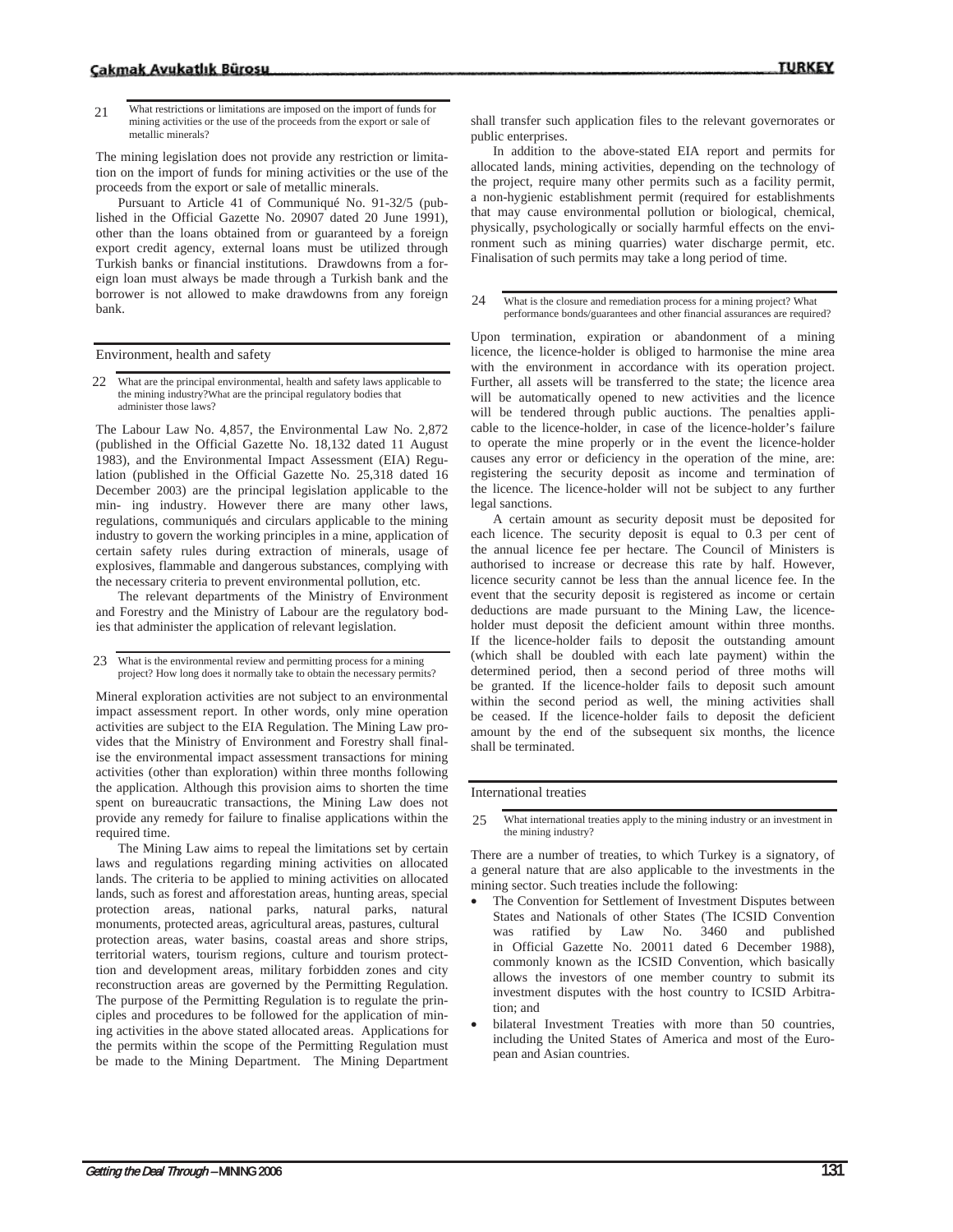21 What restrictions or limitations are imposed on the import of funds for mining activities or the use of the proceeds from the export or sale of metallic minerals?

The mining legislation does not provide any restriction or limitation on the import of funds for mining activities or the use of the proceeds from the export or sale of metallic minerals.

Pursuant to Article 41 of Communiqué No. 91-32/5 (published in the Official Gazette No. 20907 dated 20 June 1991), other than the loans obtained from or guaranteed by a foreign export credit agency, external loans must be utilized through Turkish banks or financial institutions. Drawdowns from a foreign loan must always be made through a Turkish bank and the borrower is not allowed to make drawdowns from any foreign bank.

## Environment, health and safety

22 What are the principal environmental, health and safety laws applicable to the mining industry?What are the principal regulatory bodies that administer those laws?

The Labour Law No. 4,857, the Environmental Law No. 2,872 (published in the Official Gazette No. 18,132 dated 11 August 1983), and the Environmental Impact Assessment (EIA) Regulation (published in the Official Gazette No. 25,318 dated 16 December 2003) are the principal legislation applicable to the min- ing industry. However there are many other laws, regulations, communiqués and circulars applicable to the mining industry to govern the working principles in a mine, application of certain safety rules during extraction of minerals, usage of explosives, flammable and dangerous substances, complying with the necessary criteria to prevent environmental pollution, etc.

The relevant departments of the Ministry of Environment and Forestry and the Ministry of Labour are the regulatory bodies that administer the application of relevant legislation.

23 What is the environmental review and permitting process for a mining project? How long does it normally take to obtain the necessary permits?

Mineral exploration activities are not subject to an environmental impact assessment report. In other words, only mine operation activities are subject to the EIA Regulation. The Mining Law provides that the Ministry of Environment and Forestry shall finalise the environmental impact assessment transactions for mining activities (other than exploration) within three months following the application. Although this provision aims to shorten the time spent on bureaucratic transactions, the Mining Law does not provide any remedy for failure to finalise applications within the required time.

The Mining Law aims to repeal the limitations set by certain laws and regulations regarding mining activities on allocated lands. The criteria to be applied to mining activities on allocated lands, such as forest and afforestation areas, hunting areas, special protection areas, national parks, natural parks, natural monuments, protected areas, agricultural areas, pastures, cultural protection areas, water basins, coastal areas and shore strips, territorial waters, tourism regions, culture and tourism protecttion and development areas, military forbidden zones and city reconstruction areas are governed by the Permitting Regulation. The purpose of the Permitting Regulation is to regulate the principles and procedures to be followed for the application of mining activities in the above stated allocated areas. Applications for the permits within the scope of the Permitting Regulation must be made to the Mining Department. The Mining Department shall transfer such application files to the relevant governorates or public enterprises.

In addition to the above-stated EIA report and permits for allocated lands, mining activities, depending on the technology of the project, require many other permits such as a facility permit, a non-hygienic establishment permit (required for establishments that may cause environmental pollution or biological, chemical, physically, psychologically or socially harmful effects on the environment such as mining quarries) water discharge permit, etc. Finalisation of such permits may take a long period of time.

24 What is the closure and remediation process for a mining project? What performance bonds/guarantees and other financial assurances are required?

Upon termination, expiration or abandonment of a mining licence, the licence-holder is obliged to harmonise the mine area with the environment in accordance with its operation project. Further, all assets will be transferred to the state; the licence area will be automatically opened to new activities and the licence will be tendered through public auctions. The penalties applicable to the licence-holder, in case of the licence-holder's failure to operate the mine properly or in the event the licence-holder causes any error or deficiency in the operation of the mine, are: registering the security deposit as income and termination of the licence. The licence-holder will not be subject to any further legal sanctions.

A certain amount as security deposit must be deposited for each licence. The security deposit is equal to 0.3 per cent of the annual licence fee per hectare. The Council of Ministers is authorised to increase or decrease this rate by half. However, licence security cannot be less than the annual licence fee. In the event that the security deposit is registered as income or certain deductions are made pursuant to the Mining Law, the licence-holder must deposit the deficient amount within three months. If the licence-holder fails to deposit the outstanding amount (which shall be doubled with each late payment) within the determined period, then a second period of three moths will be granted. If the licence-holder fails to deposit such amount within the second period as well, the mining activities shall be ceased. If the licence-holder fails to deposit the deficient amount by the end of the subsequent six months, the licence shall be terminated.

## International treaties

25 What international treaties apply to the mining industry or an investment in the mining industry?

There are a number of treaties, to which Turkey is a signatory, of a general nature that are also applicable to the investments in the mining sector. Such treaties include the following:

- The Convention for Settlement of Investment Disputes between States and Nationals of other States (The ICSID Convention was ratified by Law No. 3460 and published in Official Gazette No. 20011 dated 6 December 1988), commonly known as the ICSID Convention, which basically allows the investors of one member country to submit its investment disputes with the host country to ICSID Arbitration; and
- bilateral Investment Treaties with more than 50 countries, including the United States of America and most of the European and Asian countries.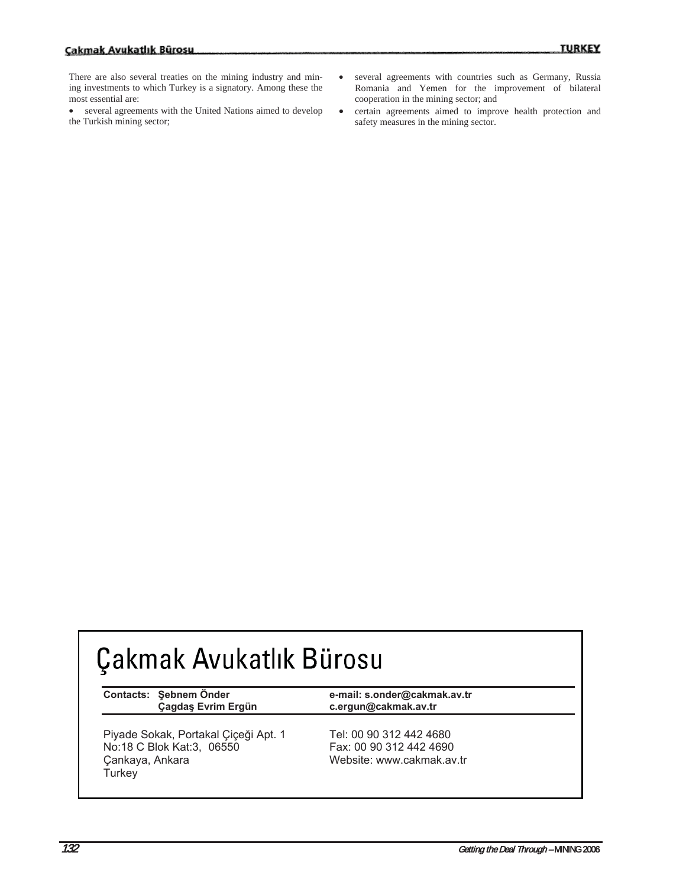There are also several treaties on the mining industry and mining investments to which Turkey is a signatory. Among these the most essential are:

- several agreements with the United Nations aimed to develop the Turkish mining sector;
- several agreements with countries such as Germany, Russia Romania and Yemen for the improvement of bilateral cooperation in the mining sector; and
- certain agreements aimed to improve health protection and safety measures in the mining sector.

# Çakmak Avukatlık Bürosu

**Contacts:** **Şebnem Önder** — **e-mail: s.onder@cakmak.av.tr**
**Çagdaş Evrim Ergün** — **c.ergun@cakmak.av.tr**

Piyade Sokak, Portakal Çiçeği Apt. 1
No:18 C Blok Kat:3, 06550
Çankaya, Ankara
Turkey

Tel: 00 90 312 442 4680
Fax: 00 90 312 442 4690
Website: www.cakmak.av.tr